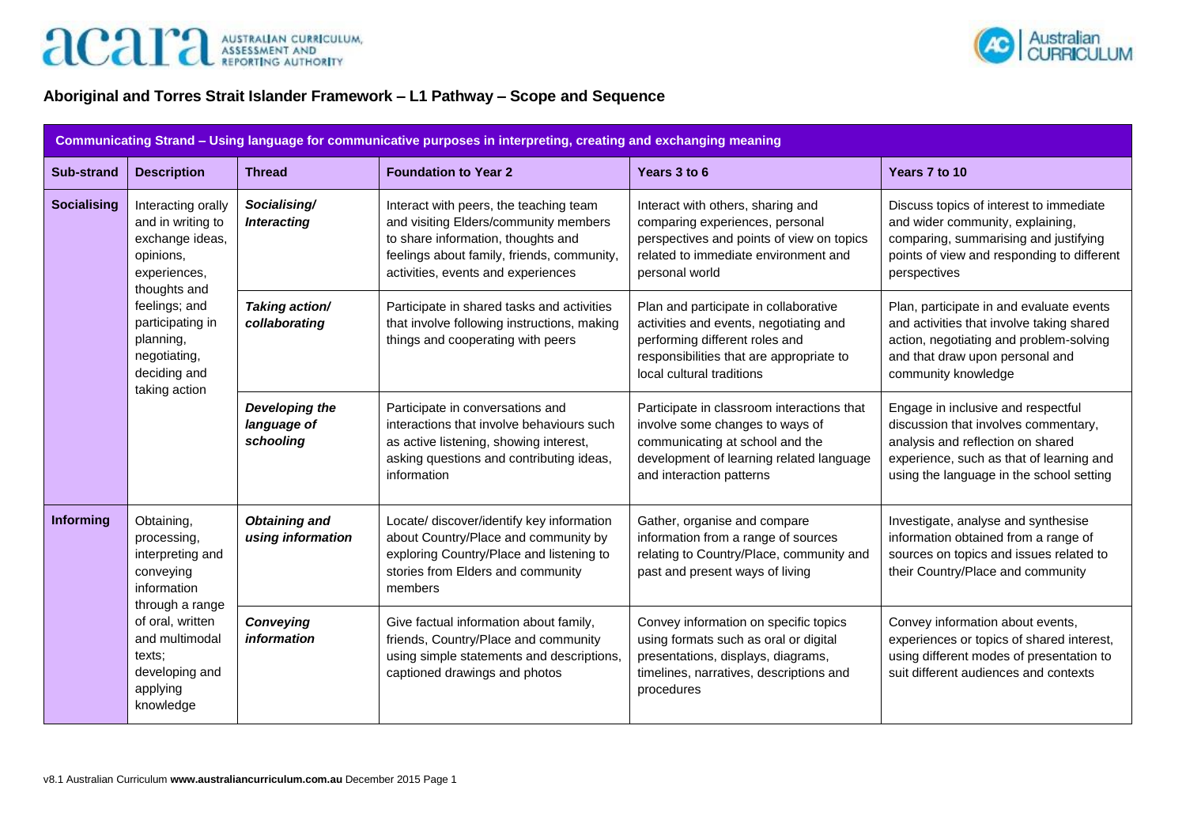## Aboriginal and Torres Strait Islander Framework – L1 Pathway – Scope and Sequence

| Communicating Strand – Using language for communicative purposes in interpreting, creating and exchanging meaning | | | | | |
|---|---|---|---|---|---|
| **Sub-strand** | **Description** | **Thread** | **Foundation to Year 2** | **Years 3 to 6** | **Years 7 to 10** |
| **Socialising** | Interacting orally and in writing to exchange ideas, opinions, experiences, thoughts and feelings; and participating in planning, negotiating, deciding and taking action | ***Socialising/ Interacting*** | Interact with peers, the teaching team and visiting Elders/community members to share information, thoughts and feelings about family, friends, community, activities, events and experiences | Interact with others, sharing and comparing experiences, personal perspectives and points of view on topics related to immediate environment and personal world | Discuss topics of interest to immediate and wider community, explaining, comparing, summarising and justifying points of view and responding to different perspectives |
| | | ***Taking action/ collaborating*** | Participate in shared tasks and activities that involve following instructions, making things and cooperating with peers | Plan and participate in collaborative activities and events, negotiating and performing different roles and responsibilities that are appropriate to local cultural traditions | Plan, participate in and evaluate events and activities that involve taking shared action, negotiating and problem-solving and that draw upon personal and community knowledge |
| | | ***Developing the language of schooling*** | Participate in conversations and interactions that involve behaviours such as active listening, showing interest, asking questions and contributing ideas, information | Participate in classroom interactions that involve some changes to ways of communicating at school and the development of learning related language and interaction patterns | Engage in inclusive and respectful discussion that involves commentary, analysis and reflection on shared experience, such as that of learning and using the language in the school setting |
| **Informing** | Obtaining, processing, interpreting and conveying information through a range of oral, written and multimodal texts; developing and applying knowledge | ***Obtaining and using information*** | Locate/ discover/identify key information about Country/Place and community by exploring Country/Place and listening to stories from Elders and community members | Gather, organise and compare information from a range of sources relating to Country/Place, community and past and present ways of living | Investigate, analyse and synthesise information obtained from a range of sources on topics and issues related to their Country/Place and community |
| | | ***Conveying information*** | Give factual information about family, friends, Country/Place and community using simple statements and descriptions, captioned drawings and photos | Convey information on specific topics using formats such as oral or digital presentations, displays, diagrams, timelines, narratives, descriptions and procedures | Convey information about events, experiences or topics of shared interest, using different modes of presentation to suit different audiences and contexts |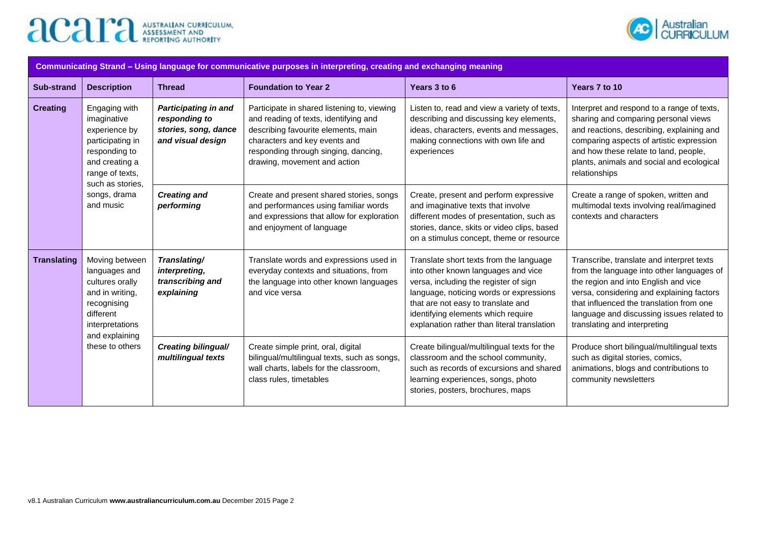| Communicating Strand – Using language for communicative purposes in interpreting, creating and exchanging meaning | | | | | |
|---|---|---|---|---|---|
| **Sub-strand** | **Description** | **Thread** | **Foundation to Year 2** | **Years 3 to 6** | **Years 7 to 10** |
| **Creating** | Engaging with imaginative experience by participating in responding to and creating a range of texts, such as stories, songs, drama and music | ***Participating in and responding to stories, song, dance and visual design*** | Participate in shared listening to, viewing and reading of texts, identifying and describing favourite elements, main characters and key events and responding through singing, dancing, drawing, movement and action | Listen to, read and view a variety of texts, describing and discussing key elements, ideas, characters, events and messages, making connections with own life and experiences | Interpret and respond to a range of texts, sharing and comparing personal views and reactions, describing, explaining and comparing aspects of artistic expression and how these relate to land, people, plants, animals and social and ecological relationships |
| | | ***Creating and performing*** | Create and present shared stories, songs and performances using familiar words and expressions that allow for exploration and enjoyment of language | Create, present and perform expressive and imaginative texts that involve different modes of presentation, such as stories, dance, skits or video clips, based on a stimulus concept, theme or resource | Create a range of spoken, written and multimodal texts involving real/imagined contexts and characters |
| **Translating** | Moving between languages and cultures orally and in writing, recognising different interpretations and explaining these to others | ***Translating/ interpreting, transcribing and explaining*** | Translate words and expressions used in everyday contexts and situations, from the language into other known languages and vice versa | Translate short texts from the language into other known languages and vice versa, including the register of sign language, noticing words or expressions that are not easy to translate and identifying elements which require explanation rather than literal translation | Transcribe, translate and interpret texts from the language into other languages of the region and into English and vice versa, considering and explaining factors that influenced the translation from one language and discussing issues related to translating and interpreting |
| | | ***Creating bilingual/ multilingual texts*** | Create simple print, oral, digital bilingual/multilingual texts, such as songs, wall charts, labels for the classroom, class rules, timetables | Create bilingual/multilingual texts for the classroom and the school community, such as records of excursions and shared learning experiences, songs, photo stories, posters, brochures, maps | Produce short bilingual/multilingual texts such as digital stories, comics, animations, blogs and contributions to community newsletters |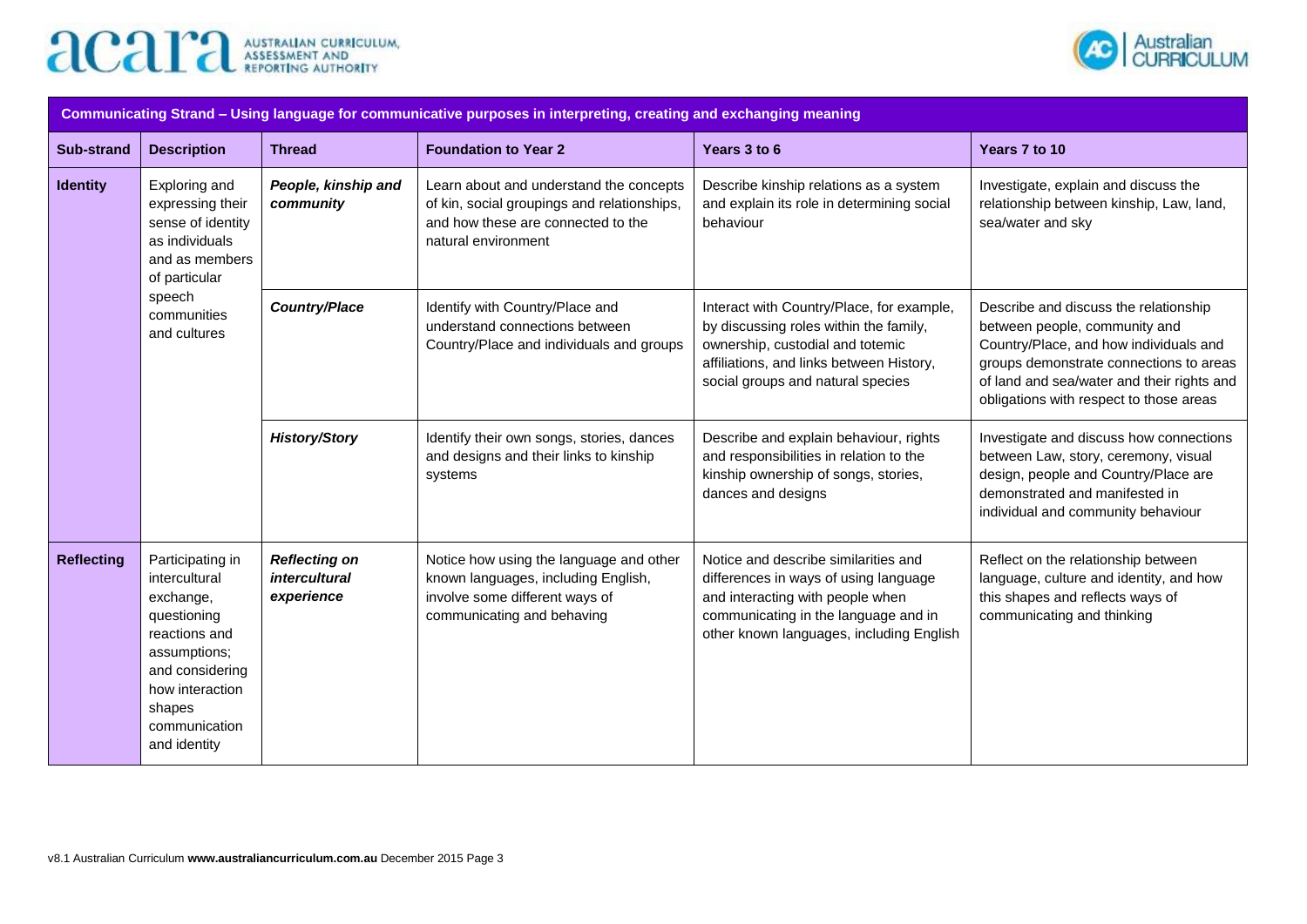| Communicating Strand – Using language for communicative purposes in interpreting, creating and exchanging meaning | | | | | |
|---|---|---|---|---|---|
| **Sub-strand** | **Description** | **Thread** | **Foundation to Year 2** | **Years 3 to 6** | **Years 7 to 10** |
| **Identity** | Exploring and expressing their sense of identity as individuals and as members of particular speech communities and cultures | ***People, kinship and community*** | Learn about and understand the concepts of kin, social groupings and relationships, and how these are connected to the natural environment | Describe kinship relations as a system and explain its role in determining social behaviour | Investigate, explain and discuss the relationship between kinship, Law, land, sea/water and sky |
| | | ***Country/Place*** | Identify with Country/Place and understand connections between Country/Place and individuals and groups | Interact with Country/Place, for example, by discussing roles within the family, ownership, custodial and totemic affiliations, and links between History, social groups and natural species | Describe and discuss the relationship between people, community and Country/Place, and how individuals and groups demonstrate connections to areas of land and sea/water and their rights and obligations with respect to those areas |
| | | ***History/Story*** | Identify their own songs, stories, dances and designs and their links to kinship systems | Describe and explain behaviour, rights and responsibilities in relation to the kinship ownership of songs, stories, dances and designs | Investigate and discuss how connections between Law, story, ceremony, visual design, people and Country/Place are demonstrated and manifested in individual and community behaviour |
| **Reflecting** | Participating in intercultural exchange, questioning reactions and assumptions; and considering how interaction shapes communication and identity | ***Reflecting on intercultural experience*** | Notice how using the language and other known languages, including English, involve some different ways of communicating and behaving | Notice and describe similarities and differences in ways of using language and interacting with people when communicating in the language and in other known languages, including English | Reflect on the relationship between language, culture and identity, and how this shapes and reflects ways of communicating and thinking |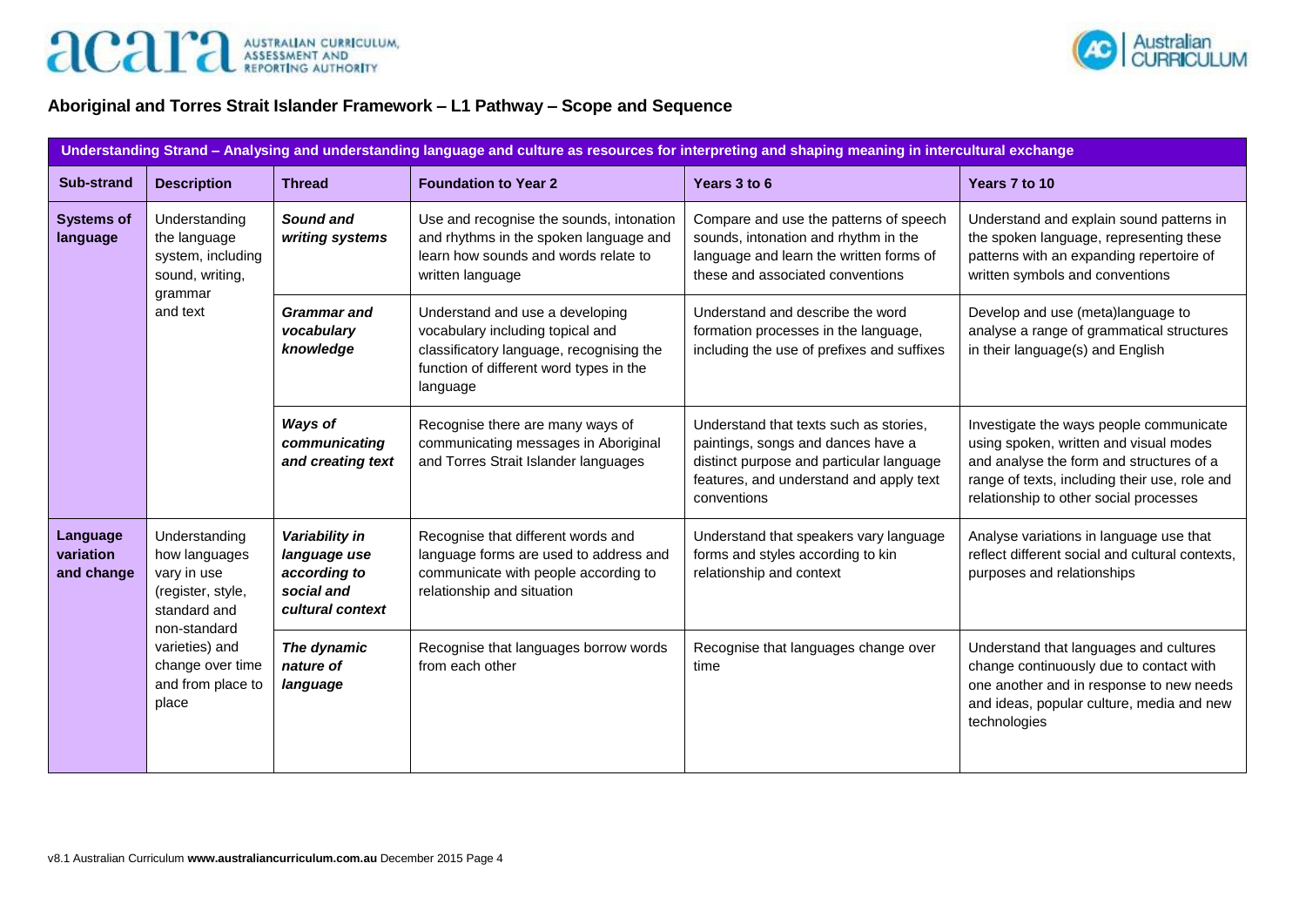## Aboriginal and Torres Strait Islander Framework – L1 Pathway – Scope and Sequence

| Understanding Strand – Analysing and understanding language and culture as resources for interpreting and shaping meaning in intercultural exchange | | | | | |
|---|---|---|---|---|---|
| **Sub-strand** | **Description** | **Thread** | **Foundation to Year 2** | **Years 3 to 6** | **Years 7 to 10** |
| **Systems of language** | Understanding the language system, including sound, writing, grammar and text | ***Sound and writing systems*** | Use and recognise the sounds, intonation and rhythms in the spoken language and learn how sounds and words relate to written language | Compare and use the patterns of speech sounds, intonation and rhythm in the language and learn the written forms of these and associated conventions | Understand and explain sound patterns in the spoken language, representing these patterns with an expanding repertoire of written symbols and conventions |
| | | ***Grammar and vocabulary knowledge*** | Understand and use a developing vocabulary including topical and classificatory language, recognising the function of different word types in the language | Understand and describe the word formation processes in the language, including the use of prefixes and suffixes | Develop and use (meta)language to analyse a range of grammatical structures in their language(s) and English |
| | | ***Ways of communicating and creating text*** | Recognise there are many ways of communicating messages in Aboriginal and Torres Strait Islander languages | Understand that texts such as stories, paintings, songs and dances have a distinct purpose and particular language features, and understand and apply text conventions | Investigate the ways people communicate using spoken, written and visual modes and analyse the form and structures of a range of texts, including their use, role and relationship to other social processes |
| **Language variation and change** | Understanding how languages vary in use (register, style, standard and non-standard varieties) and change over time and from place to place | ***Variability in language use according to social and cultural context*** | Recognise that different words and language forms are used to address and communicate with people according to relationship and situation | Understand that speakers vary language forms and styles according to kin relationship and context | Analyse variations in language use that reflect different social and cultural contexts, purposes and relationships |
| | | ***The dynamic nature of language*** | Recognise that languages borrow words from each other | Recognise that languages change over time | Understand that languages and cultures change continuously due to contact with one another and in response to new needs and ideas, popular culture, media and new technologies |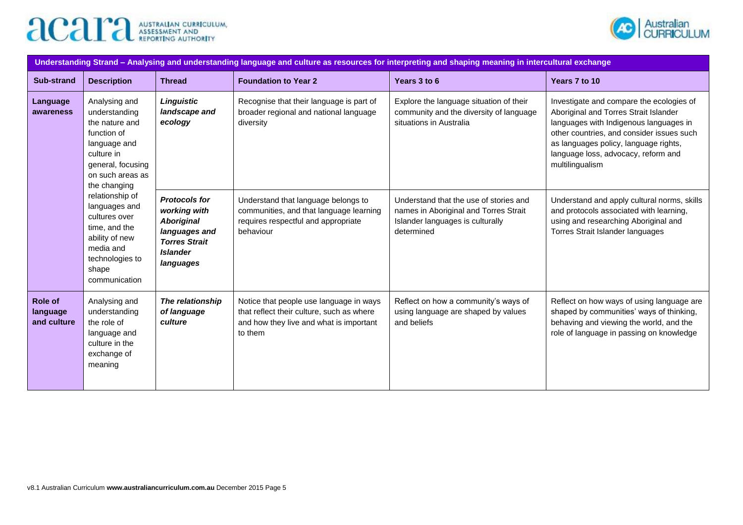| Understanding Strand – Analysing and understanding language and culture as resources for interpreting and shaping meaning in intercultural exchange | | | | | |
|---|---|---|---|---|---|
| **Sub-strand** | **Description** | **Thread** | **Foundation to Year 2** | **Years 3 to 6** | **Years 7 to 10** |
| **Language awareness** | Analysing and understanding the nature and function of language and culture in general, focusing on such areas as the changing relationship of languages and cultures over time, and the ability of new media and technologies to shape communication | ***Linguistic landscape and ecology*** | Recognise that their language is part of broader regional and national language diversity | Explore the language situation of their community and the diversity of language situations in Australia | Investigate and compare the ecologies of Aboriginal and Torres Strait Islander languages with Indigenous languages in other countries, and consider issues such as languages policy, language rights, language loss, advocacy, reform and multilingualism |
| | | ***Protocols for working with Aboriginal languages and Torres Strait Islander languages*** | Understand that language belongs to communities, and that language learning requires respectful and appropriate behaviour | Understand that the use of stories and names in Aboriginal and Torres Strait Islander languages is culturally determined | Understand and apply cultural norms, skills and protocols associated with learning, using and researching Aboriginal and Torres Strait Islander languages |
| **Role of language and culture** | Analysing and understanding the role of language and culture in the exchange of meaning | ***The relationship of language culture*** | Notice that people use language in ways that reflect their culture, such as where and how they live and what is important to them | Reflect on how a community's ways of using language are shaped by values and beliefs | Reflect on how ways of using language are shaped by communities' ways of thinking, behaving and viewing the world, and the role of language in passing on knowledge |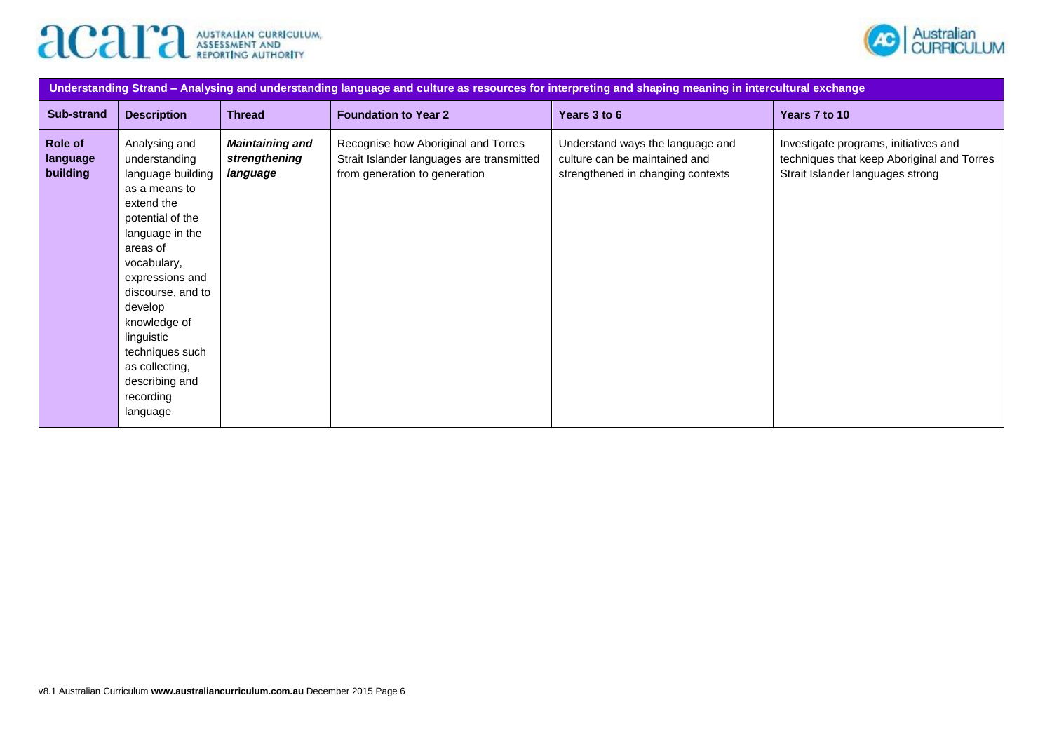| Understanding Strand – Analysing and understanding language and culture as resources for interpreting and shaping meaning in intercultural exchange | | | | | |
|---|---|---|---|---|---|
| **Sub-strand** | **Description** | **Thread** | **Foundation to Year 2** | **Years 3 to 6** | **Years 7 to 10** |
| **Role of language building** | Analysing and understanding language building as a means to extend the potential of the language in the areas of vocabulary, expressions and discourse, and to develop knowledge of linguistic techniques such as collecting, describing and recording language | ***Maintaining and strengthening language*** | Recognise how Aboriginal and Torres Strait Islander languages are transmitted from generation to generation | Understand ways the language and culture can be maintained and strengthened in changing contexts | Investigate programs, initiatives and techniques that keep Aboriginal and Torres Strait Islander languages strong |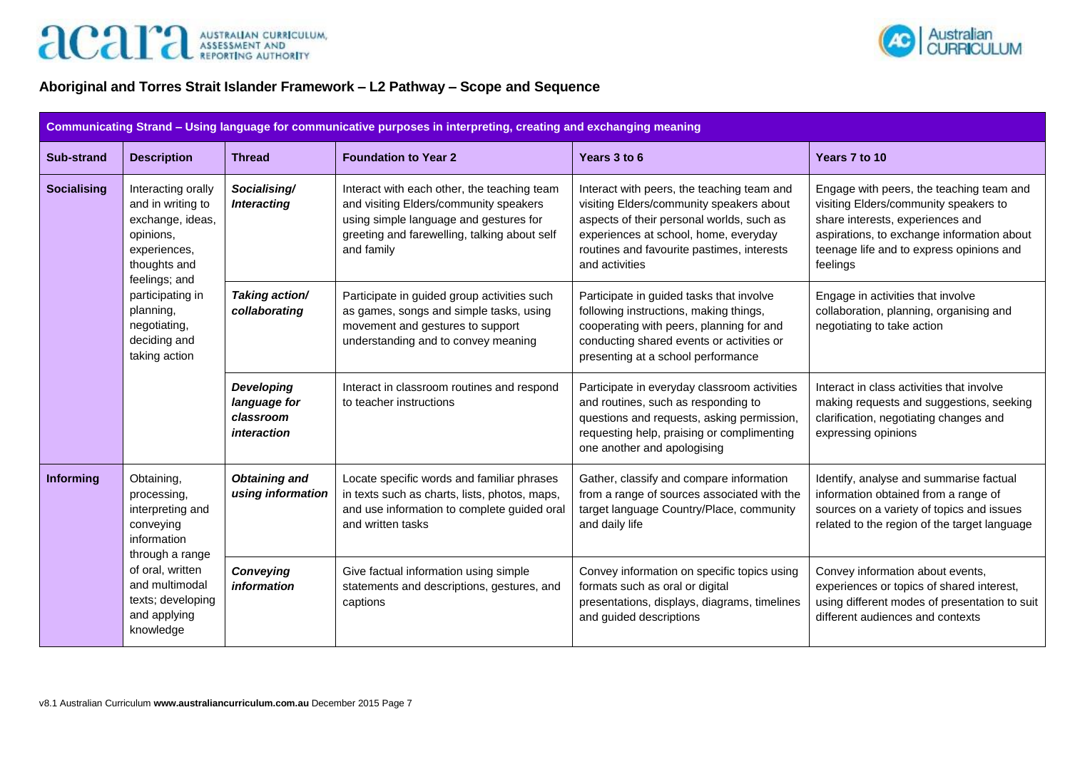## Aboriginal and Torres Strait Islander Framework – L2 Pathway – Scope and Sequence

| Communicating Strand – Using language for communicative purposes in interpreting, creating and exchanging meaning | | | | | |
|---|---|---|---|---|---|
| **Sub-strand** | **Description** | **Thread** | **Foundation to Year 2** | **Years 3 to 6** | **Years 7 to 10** |
| **Socialising** | Interacting orally and in writing to exchange, ideas, opinions, experiences, thoughts and feelings; and participating in planning, negotiating, deciding and taking action | ***Socialising/ Interacting*** | Interact with each other, the teaching team and visiting Elders/community speakers using simple language and gestures for greeting and farewelling, talking about self and family | Interact with peers, the teaching team and visiting Elders/community speakers about aspects of their personal worlds, such as experiences at school, home, everyday routines and favourite pastimes, interests and activities | Engage with peers, the teaching team and visiting Elders/community speakers to share interests, experiences and aspirations, to exchange information about teenage life and to express opinions and feelings |
| | | ***Taking action/ collaborating*** | Participate in guided group activities such as games, songs and simple tasks, using movement and gestures to support understanding and to convey meaning | Participate in guided tasks that involve following instructions, making things, cooperating with peers, planning for and conducting shared events or activities or presenting at a school performance | Engage in activities that involve collaboration, planning, organising and negotiating to take action |
| | | ***Developing language for classroom interaction*** | Interact in classroom routines and respond to teacher instructions | Participate in everyday classroom activities and routines, such as responding to questions and requests, asking permission, requesting help, praising or complimenting one another and apologising | Interact in class activities that involve making requests and suggestions, seeking clarification, negotiating changes and expressing opinions |
| **Informing** | Obtaining, processing, interpreting and conveying information through a range of oral, written and multimodal texts; developing and applying knowledge | ***Obtaining and using information*** | Locate specific words and familiar phrases in texts such as charts, lists, photos, maps, and use information to complete guided oral and written tasks | Gather, classify and compare information from a range of sources associated with the target language Country/Place, community and daily life | Identify, analyse and summarise factual information obtained from a range of sources on a variety of topics and issues related to the region of the target language |
| | | ***Conveying information*** | Give factual information using simple statements and descriptions, gestures, and captions | Convey information on specific topics using formats such as oral or digital presentations, displays, diagrams, timelines and guided descriptions | Convey information about events, experiences or topics of shared interest, using different modes of presentation to suit different audiences and contexts |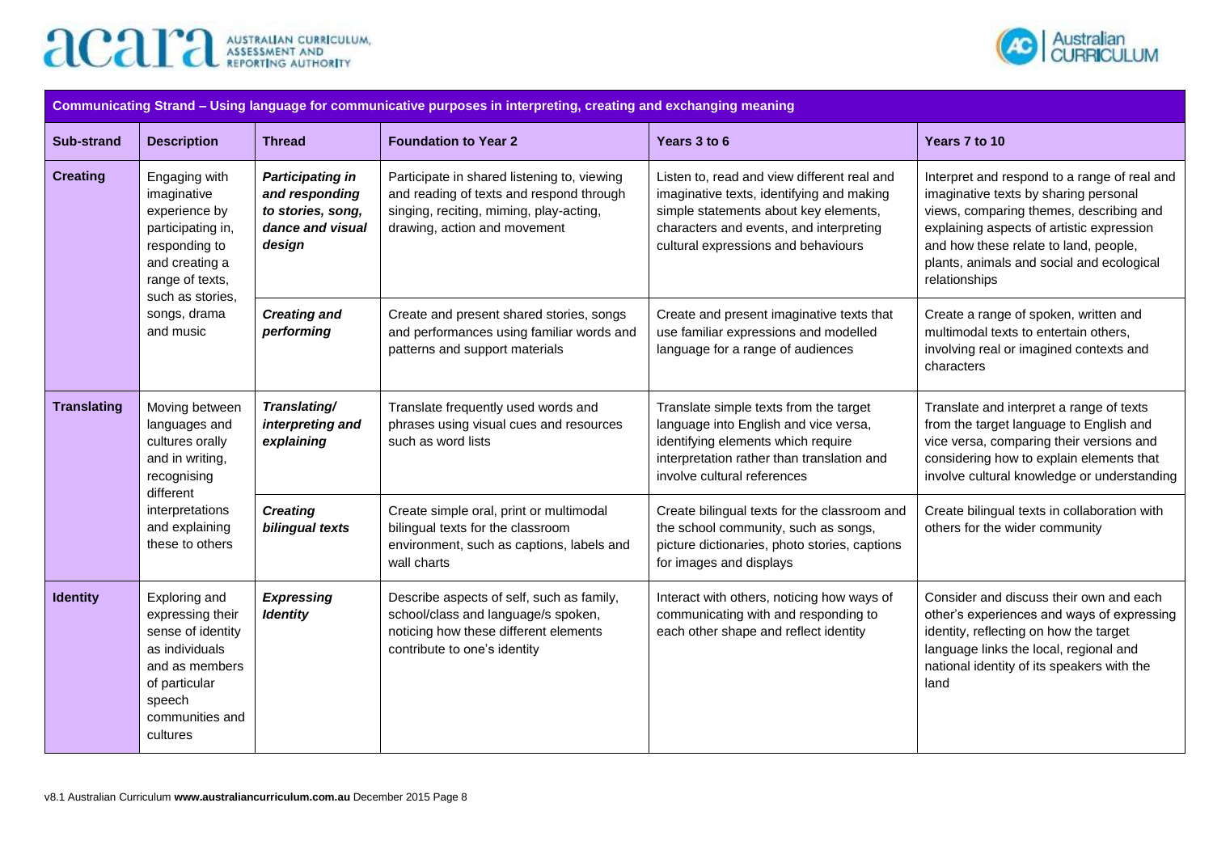| Communicating Strand – Using language for communicative purposes in interpreting, creating and exchanging meaning | | | | | |
|---|---|---|---|---|---|
| **Sub-strand** | **Description** | **Thread** | **Foundation to Year 2** | **Years 3 to 6** | **Years 7 to 10** |
| **Creating** | Engaging with imaginative experience by participating in, responding to and creating a range of texts, such as stories, songs, drama and music | ***Participating in and responding to stories, song, dance and visual design*** | Participate in shared listening to, viewing and reading of texts and respond through singing, reciting, miming, play-acting, drawing, action and movement | Listen to, read and view different real and imaginative texts, identifying and making simple statements about key elements, characters and events, and interpreting cultural expressions and behaviours | Interpret and respond to a range of real and imaginative texts by sharing personal views, comparing themes, describing and explaining aspects of artistic expression and how these relate to land, people, plants, animals and social and ecological relationships |
| | | ***Creating and performing*** | Create and present shared stories, songs and performances using familiar words and patterns and support materials | Create and present imaginative texts that use familiar expressions and modelled language for a range of audiences | Create a range of spoken, written and multimodal texts to entertain others, involving real or imagined contexts and characters |
| **Translating** | Moving between languages and cultures orally and in writing, recognising different interpretations and explaining these to others | ***Translating/ interpreting and explaining*** | Translate frequently used words and phrases using visual cues and resources such as word lists | Translate simple texts from the target language into English and vice versa, identifying elements which require interpretation rather than translation and involve cultural references | Translate and interpret a range of texts from the target language to English and vice versa, comparing their versions and considering how to explain elements that involve cultural knowledge or understanding |
| | | ***Creating bilingual texts*** | Create simple oral, print or multimodal bilingual texts for the classroom environment, such as captions, labels and wall charts | Create bilingual texts for the classroom and the school community, such as songs, picture dictionaries, photo stories, captions for images and displays | Create bilingual texts in collaboration with others for the wider community |
| **Identity** | Exploring and expressing their sense of identity as individuals and as members of particular speech communities and cultures | ***Expressing Identity*** | Describe aspects of self, such as family, school/class and language/s spoken, noticing how these different elements contribute to one's identity | Interact with others, noticing how ways of communicating with and responding to each other shape and reflect identity | Consider and discuss their own and each other's experiences and ways of expressing identity, reflecting on how the target language links the local, regional and national identity of its speakers with the land |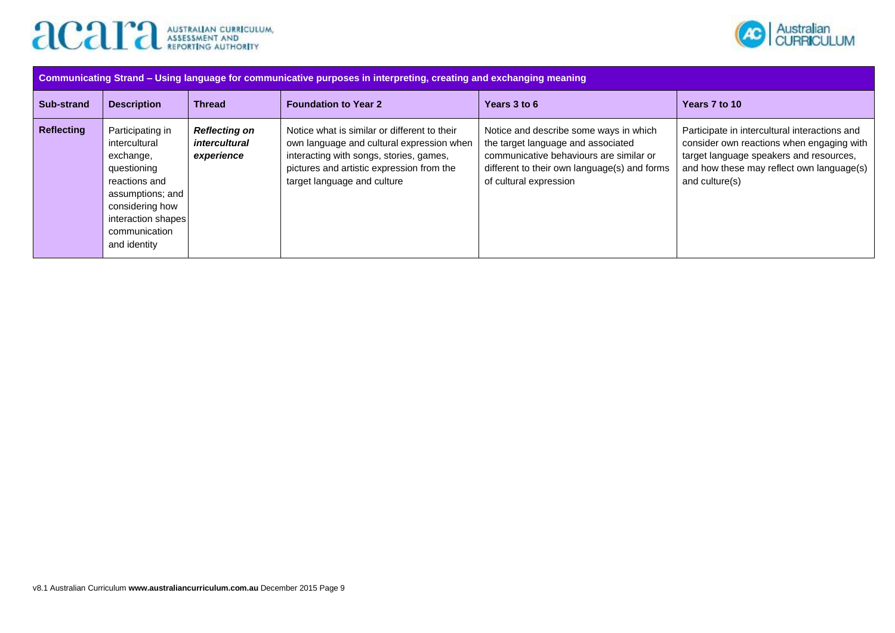| Communicating Strand – Using language for communicative purposes in interpreting, creating and exchanging meaning | | | | | |
|---|---|---|---|---|---|
| **Sub-strand** | **Description** | **Thread** | **Foundation to Year 2** | **Years 3 to 6** | **Years 7 to 10** |
| **Reflecting** | Participating in intercultural exchange, questioning reactions and assumptions; and considering how interaction shapes communication and identity | ***Reflecting on intercultural experience*** | Notice what is similar or different to their own language and cultural expression when interacting with songs, stories, games, pictures and artistic expression from the target language and culture | Notice and describe some ways in which the target language and associated communicative behaviours are similar or different to their own language(s) and forms of cultural expression | Participate in intercultural interactions and consider own reactions when engaging with target language speakers and resources, and how these may reflect own language(s) and culture(s) |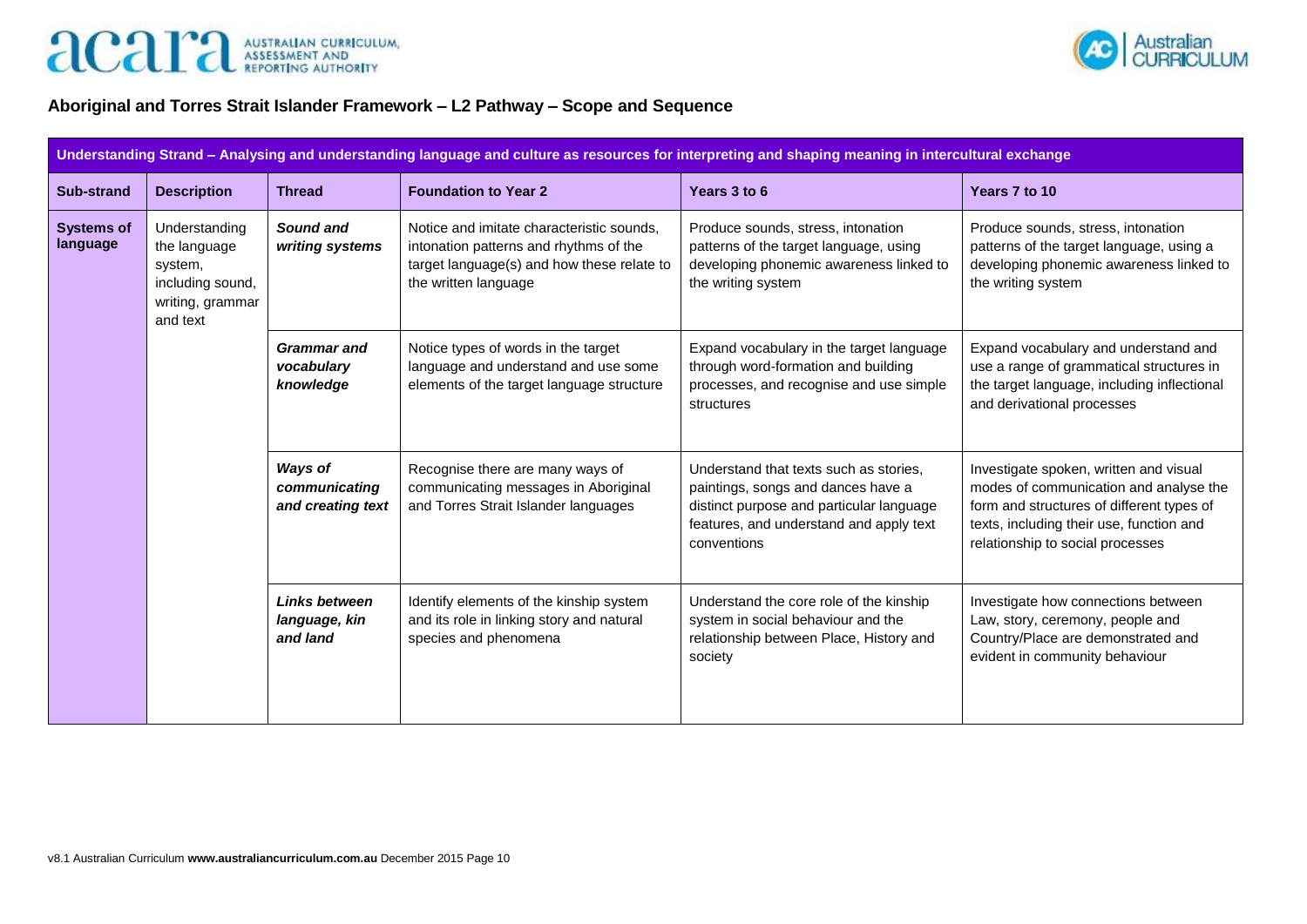## Aboriginal and Torres Strait Islander Framework – L2 Pathway – Scope and Sequence

| Understanding Strand – Analysing and understanding language and culture as resources for interpreting and shaping meaning in intercultural exchange | | | | | |
|---|---|---|---|---|---|
| **Sub-strand** | **Description** | **Thread** | **Foundation to Year 2** | **Years 3 to 6** | **Years 7 to 10** |
| **Systems of language** | Understanding the language system, including sound, writing, grammar and text | ***Sound and writing systems*** | Notice and imitate characteristic sounds, intonation patterns and rhythms of the target language(s) and how these relate to the written language | Produce sounds, stress, intonation patterns of the target language, using developing phonemic awareness linked to the writing system | Produce sounds, stress, intonation patterns of the target language, using a developing phonemic awareness linked to the writing system |
| | | ***Grammar and vocabulary knowledge*** | Notice types of words in the target language and understand and use some elements of the target language structure | Expand vocabulary in the target language through word-formation and building processes, and recognise and use simple structures | Expand vocabulary and understand and use a range of grammatical structures in the target language, including inflectional and derivational processes |
| | | ***Ways of communicating and creating text*** | Recognise there are many ways of communicating messages in Aboriginal and Torres Strait Islander languages | Understand that texts such as stories, paintings, songs and dances have a distinct purpose and particular language features, and understand and apply text conventions | Investigate spoken, written and visual modes of communication and analyse the form and structures of different types of texts, including their use, function and relationship to social processes |
| | | ***Links between language, kin and land*** | Identify elements of the kinship system and its role in linking story and natural species and phenomena | Understand the core role of the kinship system in social behaviour and the relationship between Place, History and society | Investigate how connections between Law, story, ceremony, people and Country/Place are demonstrated and evident in community behaviour |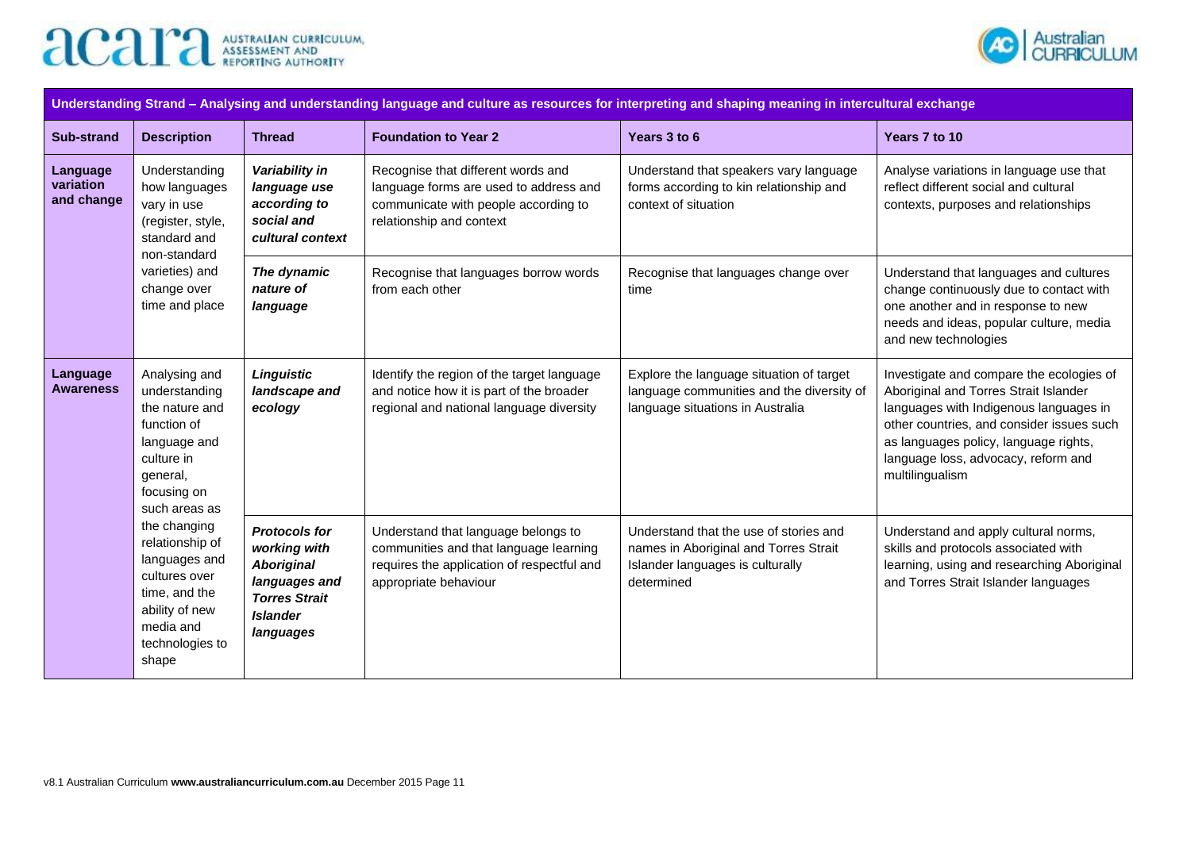| Understanding Strand – Analysing and understanding language and culture as resources for interpreting and shaping meaning in intercultural exchange | | | | | |
|---|---|---|---|---|---|
| **Sub-strand** | **Description** | **Thread** | **Foundation to Year 2** | **Years 3 to 6** | **Years 7 to 10** |
| **Language variation and change** | Understanding how languages vary in use (register, style, standard and non-standard varieties) and change over time and place | ***Variability in language use according to social and cultural context*** | Recognise that different words and language forms are used to address and communicate with people according to relationship and context | Understand that speakers vary language forms according to kin relationship and context of situation | Analyse variations in language use that reflect different social and cultural contexts, purposes and relationships |
| | | ***The dynamic nature of language*** | Recognise that languages borrow words from each other | Recognise that languages change over time | Understand that languages and cultures change continuously due to contact with one another and in response to new needs and ideas, popular culture, media and new technologies |
| **Language Awareness** | Analysing and understanding the nature and function of language and culture in general, focusing on such areas as the changing relationship of languages and cultures over time, and the ability of new media and technologies to shape | ***Linguistic landscape and ecology*** | Identify the region of the target language and notice how it is part of the broader regional and national language diversity | Explore the language situation of target language communities and the diversity of language situations in Australia | Investigate and compare the ecologies of Aboriginal and Torres Strait Islander languages with Indigenous languages in other countries, and consider issues such as languages policy, language rights, language loss, advocacy, reform and multilingualism |
| | | ***Protocols for working with Aboriginal languages and Torres Strait Islander languages*** | Understand that language belongs to communities and that language learning requires the application of respectful and appropriate behaviour | Understand that the use of stories and names in Aboriginal and Torres Strait Islander languages is culturally determined | Understand and apply cultural norms, skills and protocols associated with learning, using and researching Aboriginal and Torres Strait Islander languages |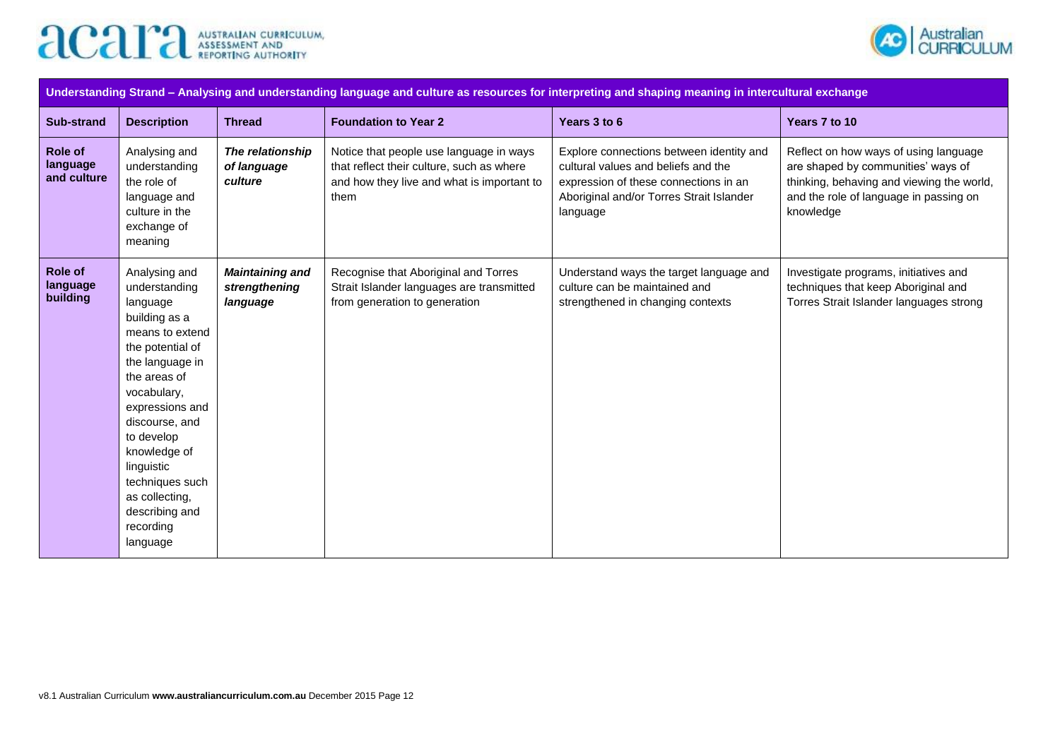| Understanding Strand – Analysing and understanding language and culture as resources for interpreting and shaping meaning in intercultural exchange | | | | | |
|---|---|---|---|---|---|
| **Sub-strand** | **Description** | **Thread** | **Foundation to Year 2** | **Years 3 to 6** | **Years 7 to 10** |
| **Role of language and culture** | Analysing and understanding the role of language and culture in the exchange of meaning | ***The relationship of language culture*** | Notice that people use language in ways that reflect their culture, such as where and how they live and what is important to them | Explore connections between identity and cultural values and beliefs and the expression of these connections in an Aboriginal and/or Torres Strait Islander language | Reflect on how ways of using language are shaped by communities' ways of thinking, behaving and viewing the world, and the role of language in passing on knowledge |
| **Role of language building** | Analysing and understanding language building as a means to extend the potential of the language in the areas of vocabulary, expressions and discourse, and to develop knowledge of linguistic techniques such as collecting, describing and recording language | ***Maintaining and strengthening language*** | Recognise that Aboriginal and Torres Strait Islander languages are transmitted from generation to generation | Understand ways the target language and culture can be maintained and strengthened in changing contexts | Investigate programs, initiatives and techniques that keep Aboriginal and Torres Strait Islander languages strong |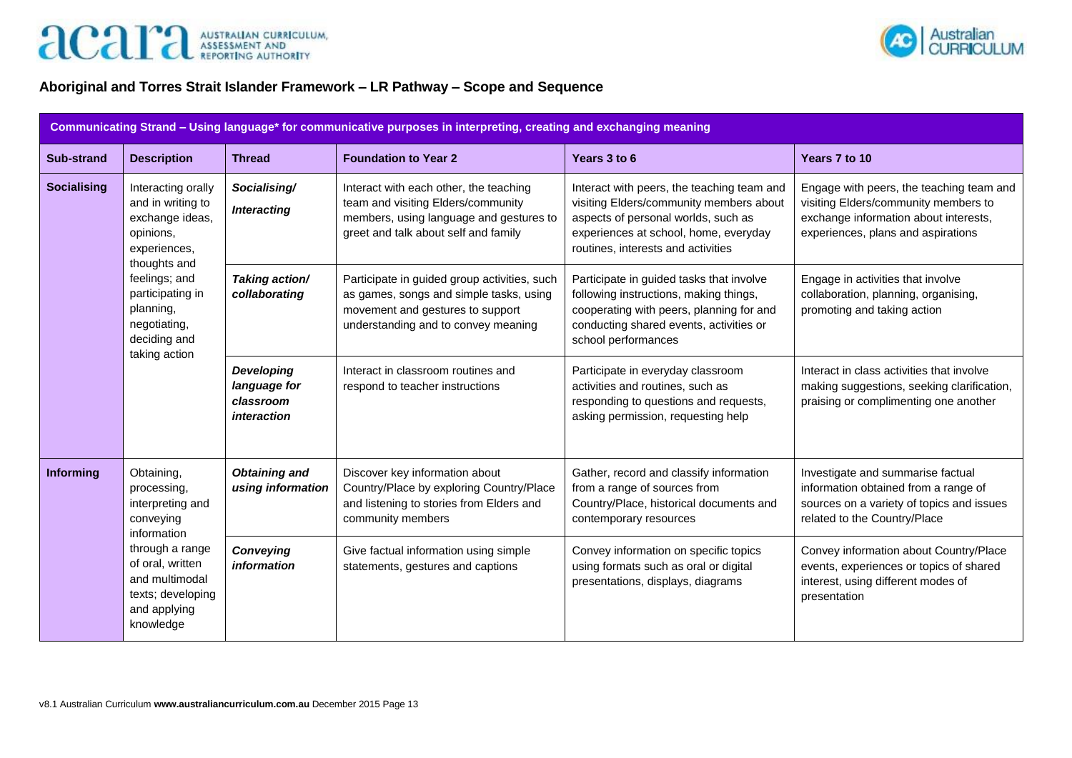## Aboriginal and Torres Strait Islander Framework – LR Pathway – Scope and Sequence

| Communicating Strand – Using language* for communicative purposes in interpreting, creating and exchanging meaning | | | | | |
|---|---|---|---|---|---|
| **Sub-strand** | **Description** | **Thread** | **Foundation to Year 2** | **Years 3 to 6** | **Years 7 to 10** |
| **Socialising** | Interacting orally and in writing to exchange ideas, opinions, experiences, thoughts and feelings; and participating in planning, negotiating, deciding and taking action | ***Socialising/ Interacting*** | Interact with each other, the teaching team and visiting Elders/community members, using language and gestures to greet and talk about self and family | Interact with peers, the teaching team and visiting Elders/community members about aspects of personal worlds, such as experiences at school, home, everyday routines, interests and activities | Engage with peers, the teaching team and visiting Elders/community members to exchange information about interests, experiences, plans and aspirations |
| | | ***Taking action/ collaborating*** | Participate in guided group activities, such as games, songs and simple tasks, using movement and gestures to support understanding and to convey meaning | Participate in guided tasks that involve following instructions, making things, cooperating with peers, planning for and conducting shared events, activities or school performances | Engage in activities that involve collaboration, planning, organising, promoting and taking action |
| | | ***Developing language for classroom interaction*** | Interact in classroom routines and respond to teacher instructions | Participate in everyday classroom activities and routines, such as responding to questions and requests, asking permission, requesting help | Interact in class activities that involve making suggestions, seeking clarification, praising or complimenting one another |
| **Informing** | Obtaining, processing, interpreting and conveying information through a range of oral, written and multimodal texts; developing and applying knowledge | ***Obtaining and using information*** | Discover key information about Country/Place by exploring Country/Place and listening to stories from Elders and community members | Gather, record and classify information from a range of sources from Country/Place, historical documents and contemporary resources | Investigate and summarise factual information obtained from a range of sources on a variety of topics and issues related to the Country/Place |
| | | ***Conveying information*** | Give factual information using simple statements, gestures and captions | Convey information on specific topics using formats such as oral or digital presentations, displays, diagrams | Convey information about Country/Place events, experiences or topics of shared interest, using different modes of presentation |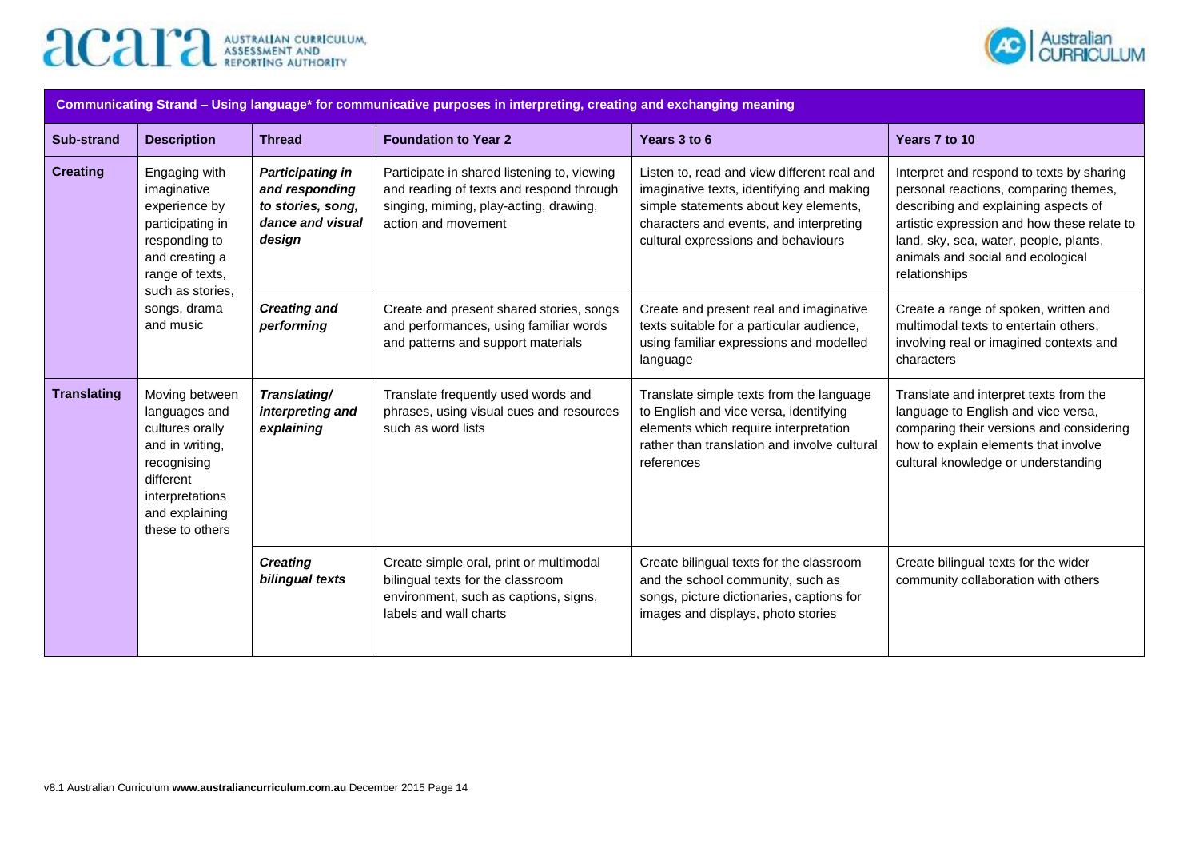| Communicating Strand – Using language* for communicative purposes in interpreting, creating and exchanging meaning | | | | | |
|---|---|---|---|---|---|
| **Sub-strand** | **Description** | **Thread** | **Foundation to Year 2** | **Years 3 to 6** | **Years 7 to 10** |
| **Creating** | Engaging with imaginative experience by participating in responding to and creating a range of texts, such as stories, songs, drama and music | ***Participating in and responding to stories, song, dance and visual design*** | Participate in shared listening to, viewing and reading of texts and respond through singing, miming, play-acting, drawing, action and movement | Listen to, read and view different real and imaginative texts, identifying and making simple statements about key elements, characters and events, and interpreting cultural expressions and behaviours | Interpret and respond to texts by sharing personal reactions, comparing themes, describing and explaining aspects of artistic expression and how these relate to land, sky, sea, water, people, plants, animals and social and ecological relationships |
| | | ***Creating and performing*** | Create and present shared stories, songs and performances, using familiar words and patterns and support materials | Create and present real and imaginative texts suitable for a particular audience, using familiar expressions and modelled language | Create a range of spoken, written and multimodal texts to entertain others, involving real or imagined contexts and characters |
| **Translating** | Moving between languages and cultures orally and in writing, recognising different interpretations and explaining these to others | ***Translating/ interpreting and explaining*** | Translate frequently used words and phrases, using visual cues and resources such as word lists | Translate simple texts from the language to English and vice versa, identifying elements which require interpretation rather than translation and involve cultural references | Translate and interpret texts from the language to English and vice versa, comparing their versions and considering how to explain elements that involve cultural knowledge or understanding |
| | | ***Creating bilingual texts*** | Create simple oral, print or multimodal bilingual texts for the classroom environment, such as captions, signs, labels and wall charts | Create bilingual texts for the classroom and the school community, such as songs, picture dictionaries, captions for images and displays, photo stories | Create bilingual texts for the wider community collaboration with others |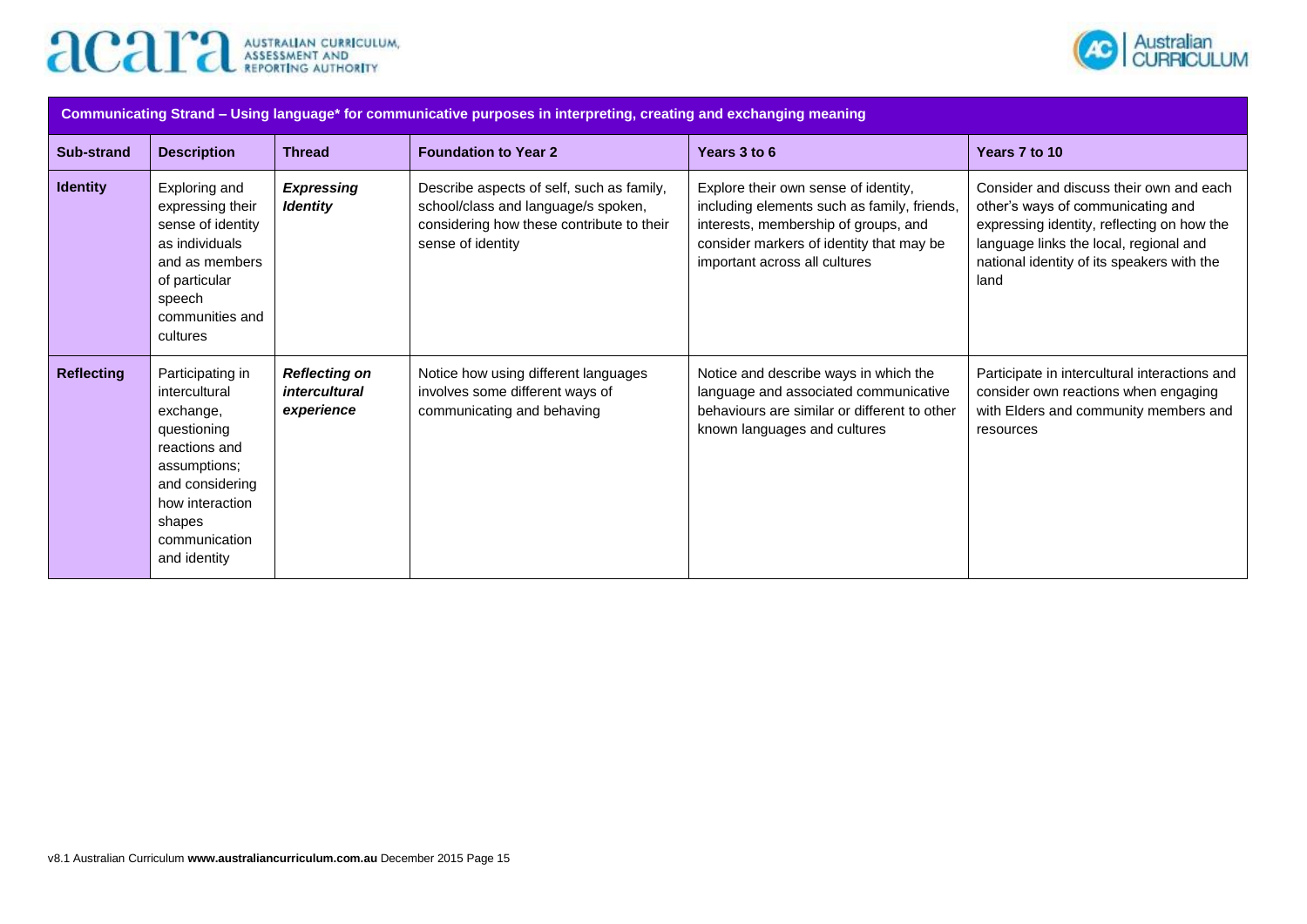| Communicating Strand – Using language* for communicative purposes in interpreting, creating and exchanging meaning | | | | | |
|---|---|---|---|---|---|
| **Sub-strand** | **Description** | **Thread** | **Foundation to Year 2** | **Years 3 to 6** | **Years 7 to 10** |
| **Identity** | Exploring and expressing their sense of identity as individuals and as members of particular speech communities and cultures | ***Expressing Identity*** | Describe aspects of self, such as family, school/class and language/s spoken, considering how these contribute to their sense of identity | Explore their own sense of identity, including elements such as family, friends, interests, membership of groups, and consider markers of identity that may be important across all cultures | Consider and discuss their own and each other's ways of communicating and expressing identity, reflecting on how the language links the local, regional and national identity of its speakers with the land |
| **Reflecting** | Participating in intercultural exchange, questioning reactions and assumptions; and considering how interaction shapes communication and identity | ***Reflecting on intercultural experience*** | Notice how using different languages involves some different ways of communicating and behaving | Notice and describe ways in which the language and associated communicative behaviours are similar or different to other known languages and cultures | Participate in intercultural interactions and consider own reactions when engaging with Elders and community members and resources |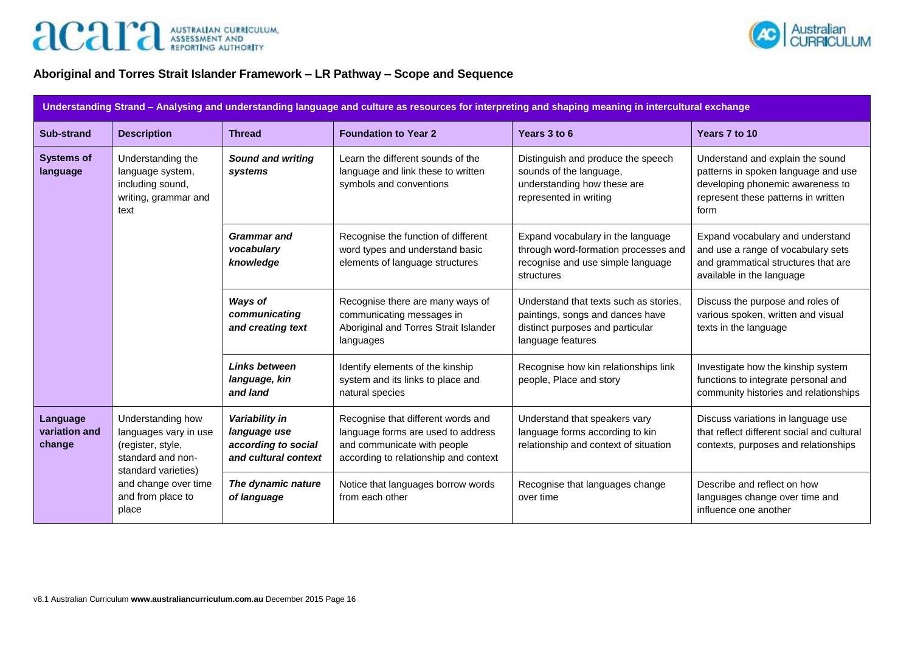## Aboriginal and Torres Strait Islander Framework – LR Pathway – Scope and Sequence

| Understanding Strand – Analysing and understanding language and culture as resources for interpreting and shaping meaning in intercultural exchange | | | | | |
|---|---|---|---|---|---|
| **Sub-strand** | **Description** | **Thread** | **Foundation to Year 2** | **Years 3 to 6** | **Years 7 to 10** |
| **Systems of language** | Understanding the language system, including sound, writing, grammar and text | ***Sound and writing systems*** | Learn the different sounds of the language and link these to written symbols and conventions | Distinguish and produce the speech sounds of the language, understanding how these are represented in writing | Understand and explain the sound patterns in spoken language and use developing phonemic awareness to represent these patterns in written form |
| | | ***Grammar and vocabulary knowledge*** | Recognise the function of different word types and understand basic elements of language structures | Expand vocabulary in the language through word-formation processes and recognise and use simple language structures | Expand vocabulary and understand and use a range of vocabulary sets and grammatical structures that are available in the language |
| | | ***Ways of communicating and creating text*** | Recognise there are many ways of communicating messages in Aboriginal and Torres Strait Islander languages | Understand that texts such as stories, paintings, songs and dances have distinct purposes and particular language features | Discuss the purpose and roles of various spoken, written and visual texts in the language |
| | | ***Links between language, kin and land*** | Identify elements of the kinship system and its links to place and natural species | Recognise how kin relationships link people, Place and story | Investigate how the kinship system functions to integrate personal and community histories and relationships |
| **Language variation and change** | Understanding how languages vary in use (register, style, standard and non-standard varieties) and change over time and from place to place | ***Variability in language use according to social and cultural context*** | Recognise that different words and language forms are used to address and communicate with people according to relationship and context | Understand that speakers vary language forms according to kin relationship and context of situation | Discuss variations in language use that reflect different social and cultural contexts, purposes and relationships |
| | | ***The dynamic nature of language*** | Notice that languages borrow words from each other | Recognise that languages change over time | Describe and reflect on how languages change over time and influence one another |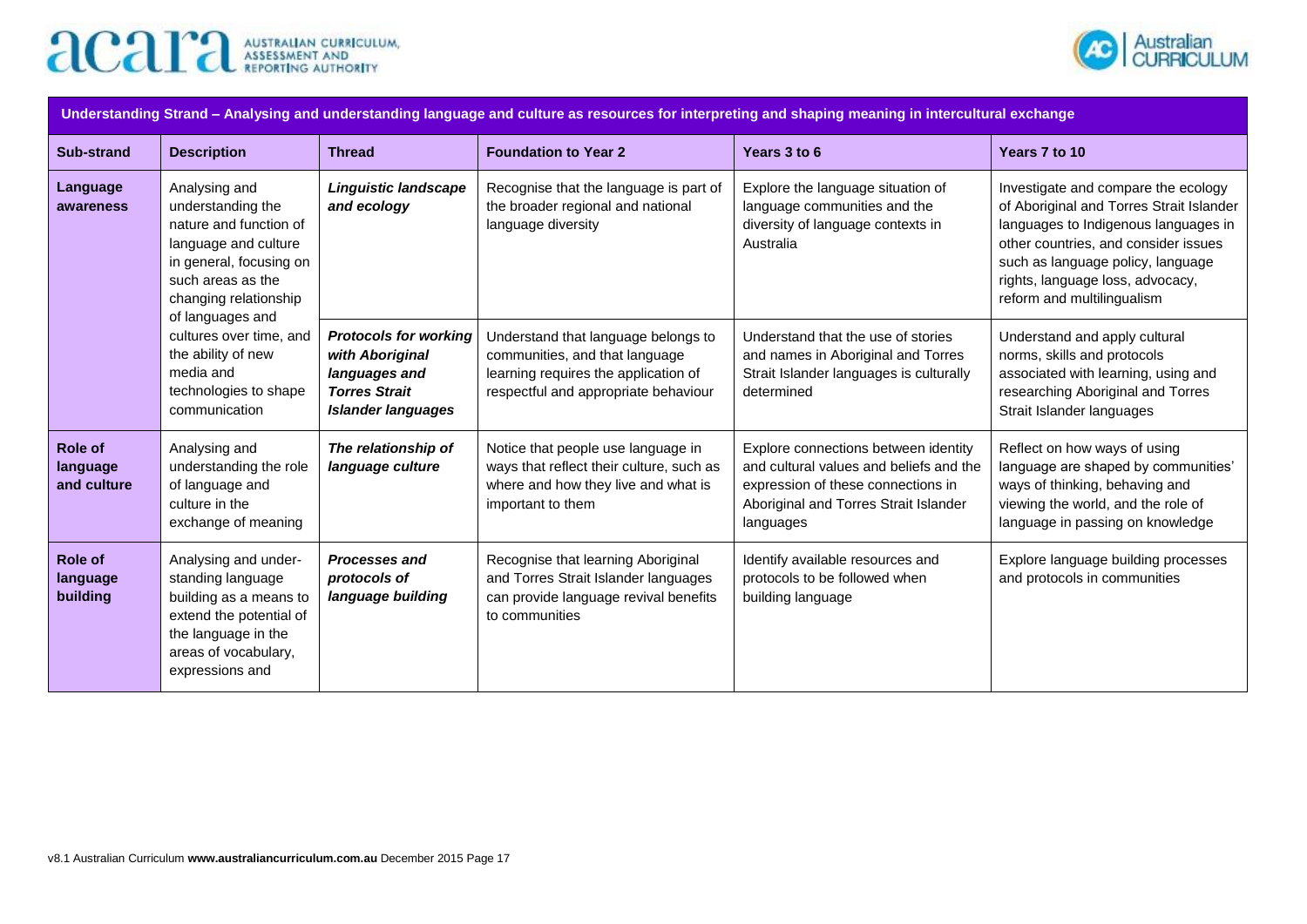| Understanding Strand – Analysing and understanding language and culture as resources for interpreting and shaping meaning in intercultural exchange | | | | | |
|---|---|---|---|---|---|
| **Sub-strand** | **Description** | **Thread** | **Foundation to Year 2** | **Years 3 to 6** | **Years 7 to 10** |
| **Language awareness** | Analysing and understanding the nature and function of language and culture in general, focusing on such areas as the changing relationship of languages and cultures over time, and the ability of new media and technologies to shape communication | ***Linguistic landscape and ecology*** | Recognise that the language is part of the broader regional and national language diversity | Explore the language situation of language communities and the diversity of language contexts in Australia | Investigate and compare the ecology of Aboriginal and Torres Strait Islander languages to Indigenous languages in other countries, and consider issues such as language policy, language rights, language loss, advocacy, reform and multilingualism |
| | | ***Protocols for working with Aboriginal languages and Torres Strait Islander languages*** | Understand that language belongs to communities, and that language learning requires the application of respectful and appropriate behaviour | Understand that the use of stories and names in Aboriginal and Torres Strait Islander languages is culturally determined | Understand and apply cultural norms, skills and protocols associated with learning, using and researching Aboriginal and Torres Strait Islander languages |
| **Role of language and culture** | Analysing and understanding the role of language and culture in the exchange of meaning | ***The relationship of language culture*** | Notice that people use language in ways that reflect their culture, such as where and how they live and what is important to them | Explore connections between identity and cultural values and beliefs and the expression of these connections in Aboriginal and Torres Strait Islander languages | Reflect on how ways of using language are shaped by communities' ways of thinking, behaving and viewing the world, and the role of language in passing on knowledge |
| **Role of language building** | Analysing and under-standing language building as a means to extend the potential of the language in the areas of vocabulary, expressions and | ***Processes and protocols of language building*** | Recognise that learning Aboriginal and Torres Strait Islander languages can provide language revival benefits to communities | Identify available resources and protocols to be followed when building language | Explore language building processes and protocols in communities |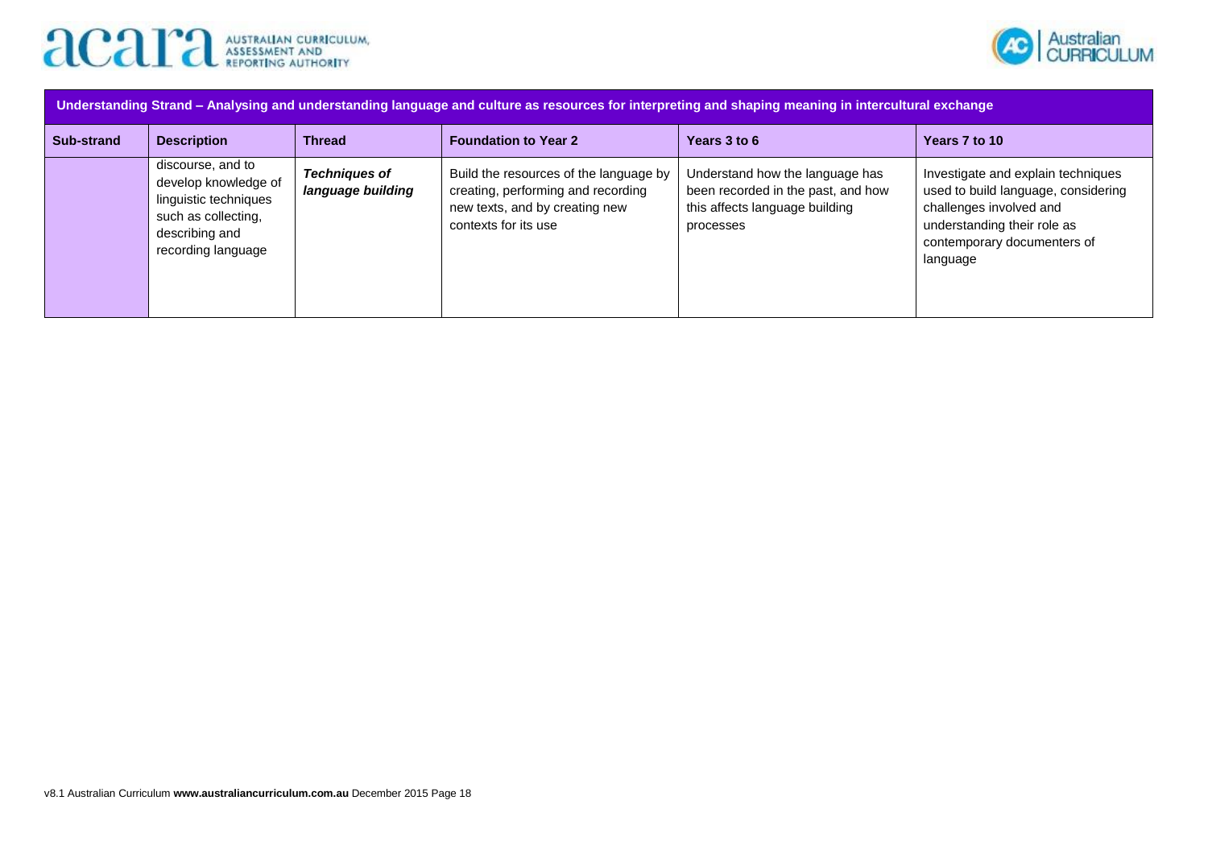| Understanding Strand – Analysing and understanding language and culture as resources for interpreting and shaping meaning in intercultural exchange | | | | | |
|---|---|---|---|---|---|
| **Sub-strand** | **Description** | **Thread** | **Foundation to Year 2** | **Years 3 to 6** | **Years 7 to 10** |
| | discourse, and to develop knowledge of linguistic techniques such as collecting, describing and recording language | ***Techniques of language building*** | Build the resources of the language by creating, performing and recording new texts, and by creating new contexts for its use | Understand how the language has been recorded in the past, and how this affects language building processes | Investigate and explain techniques used to build language, considering challenges involved and understanding their role as contemporary documenters of language |